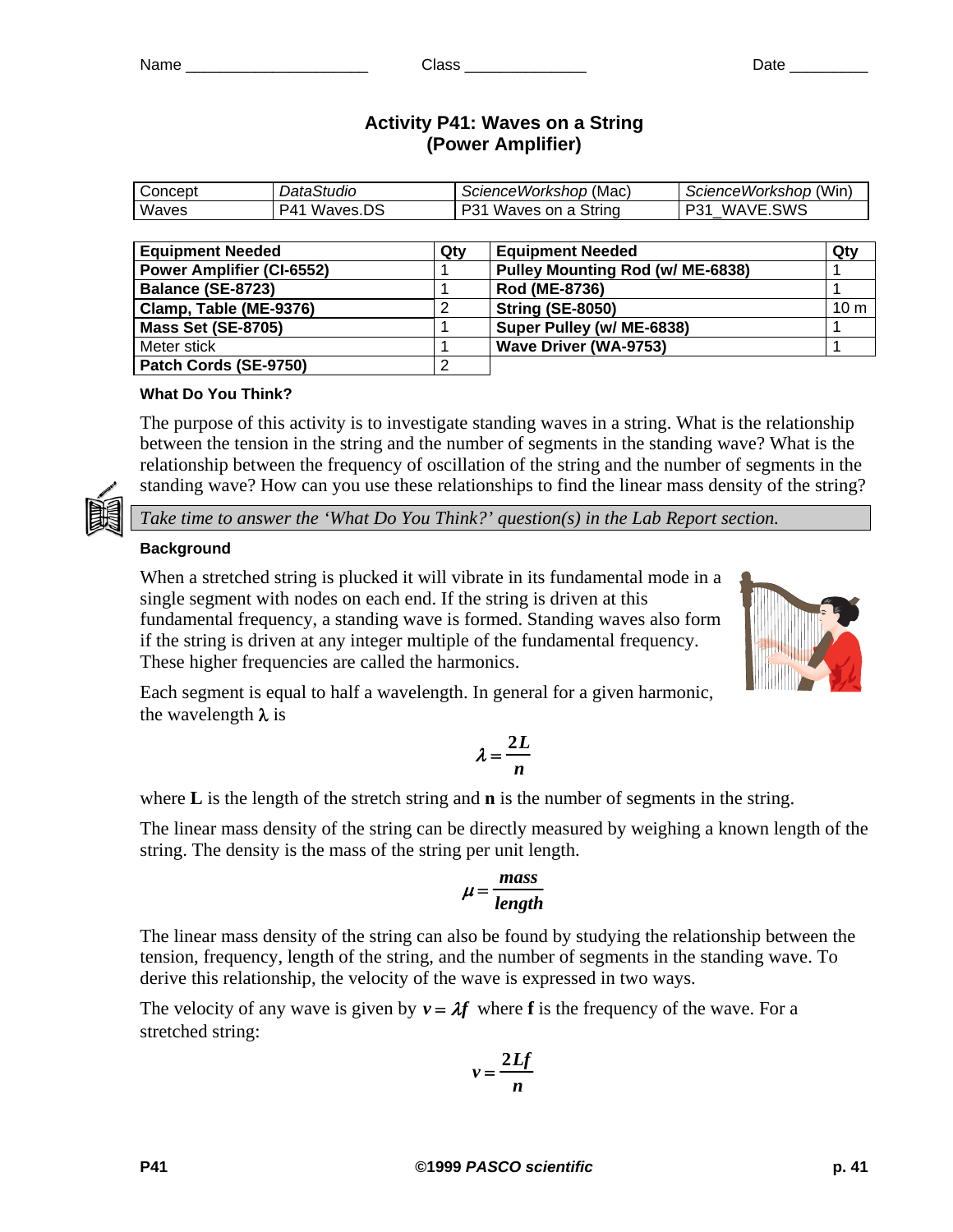Name _____________________ Class _____________ Date _________

# Activity P41: Waves on a String (Power Amplifier)

| Concept | *DataStudio* | *ScienceWorkshop* (Mac) | *ScienceWorkshop* (Win) |
|---|---|---|---|
| Waves | P41 Waves.DS | P31 Waves on a String | P31_WAVE.SWS |

| Equipment Needed | Qty | Equipment Needed | Qty |
|---|---|---|---|
| **Power Amplifier (CI-6552)** | 1 | **Pulley Mounting Rod (w/ ME-6838)** | 1 |
| **Balance (SE-8723)** | 1 | **Rod (ME-8736)** | 1 |
| **Clamp, Table (ME-9376)** | 2 | **String (SE-8050)** | 10 m |
| **Mass Set (SE-8705)** | 1 | **Super Pulley (w/ ME-6838)** | 1 |
| Meter stick | 1 | **Wave Driver (WA-9753)** | 1 |
| **Patch Cords (SE-9750)** | 2 | | |

### What Do You Think?

The purpose of this activity is to investigate standing waves in a string. What is the relationship between the tension in the string and the number of segments in the standing wave? What is the relationship between the frequency of oscillation of the string and the number of segments in the standing wave? How can you use these relationships to find the linear mass density of the string?

*Take time to answer the 'What Do You Think?' question(s) in the Lab Report section.*

### Background

When a stretched string is plucked it will vibrate in its fundamental mode in a single segment with nodes on each end. If the string is driven at this fundamental frequency, a standing wave is formed. Standing waves also form if the string is driven at any integer multiple of the fundamental frequency. These higher frequencies are called the harmonics.

Each segment is equal to half a wavelength. In general for a given harmonic, the wavelength $\lambda$ is

$$\lambda = \frac{2L}{n}$$

where **L** is the length of the stretch string and **n** is the number of segments in the string.

The linear mass density of the string can be directly measured by weighing a known length of the string. The density is the mass of the string per unit length.

$$\mu = \frac{mass}{length}$$

The linear mass density of the string can also be found by studying the relationship between the tension, frequency, length of the string, and the number of segments in the standing wave. To derive this relationship, the velocity of the wave is expressed in two ways.

The velocity of any wave is given by $v = \lambda f$ where **f** is the frequency of the wave. For a stretched string:

$$v = \frac{2Lf}{n}$$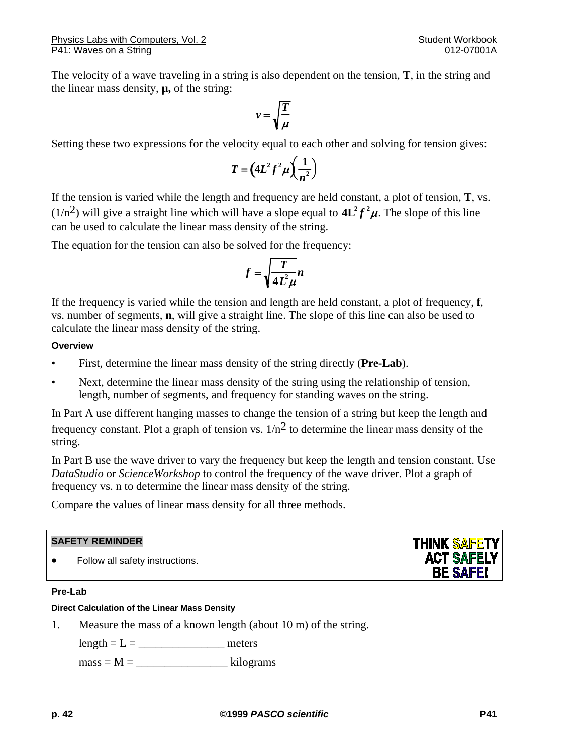The velocity of a wave traveling in a string is also dependent on the tension, **T**, in the string and the linear mass density, **μ,** of the string:

$$v = \sqrt{\frac{T}{\mu}}$$

Setting these two expressions for the velocity equal to each other and solving for tension gives:

$$T = \left(4L^2 f^2 \mu\right)\left(\frac{1}{n^2}\right)$$

If the tension is varied while the length and frequency are held constant, a plot of tension, **T**, vs. $(1/n^2)$ will give a straight line which will have a slope equal to $4L^2 f^2 \mu$. The slope of this line can be used to calculate the linear mass density of the string.

The equation for the tension can also be solved for the frequency:

$$f = \sqrt{\frac{T}{4L^2\mu}}\, n$$

If the frequency is varied while the tension and length are held constant, a plot of frequency, **f**, vs. number of segments, **n**, will give a straight line. The slope of this line can also be used to calculate the linear mass density of the string.

#### Overview

- First, determine the linear mass density of the string directly (**Pre-Lab**).
- Next, determine the linear mass density of the string using the relationship of tension, length, number of segments, and frequency for standing waves on the string.

In Part A use different hanging masses to change the tension of a string but keep the length and frequency constant. Plot a graph of tension vs. $1/n^2$ to determine the linear mass density of the string.

In Part B use the wave driver to vary the frequency but keep the length and tension constant. Use *DataStudio* or *ScienceWorkshop* to control the frequency of the wave driver. Plot a graph of frequency vs. n to determine the linear mass density of the string.

Compare the values of linear mass density for all three methods.

| SAFETY REMINDER | THINK SAFETY ACT SAFELY BE SAFE! |
|---|---|
| • Follow all safety instructions. | |

#### Pre-Lab

##### Direct Calculation of the Linear Mass Density

1. Measure the mass of a known length (about 10 m) of the string.

   length = L = _______________ meters

   mass = M = ________________ kilograms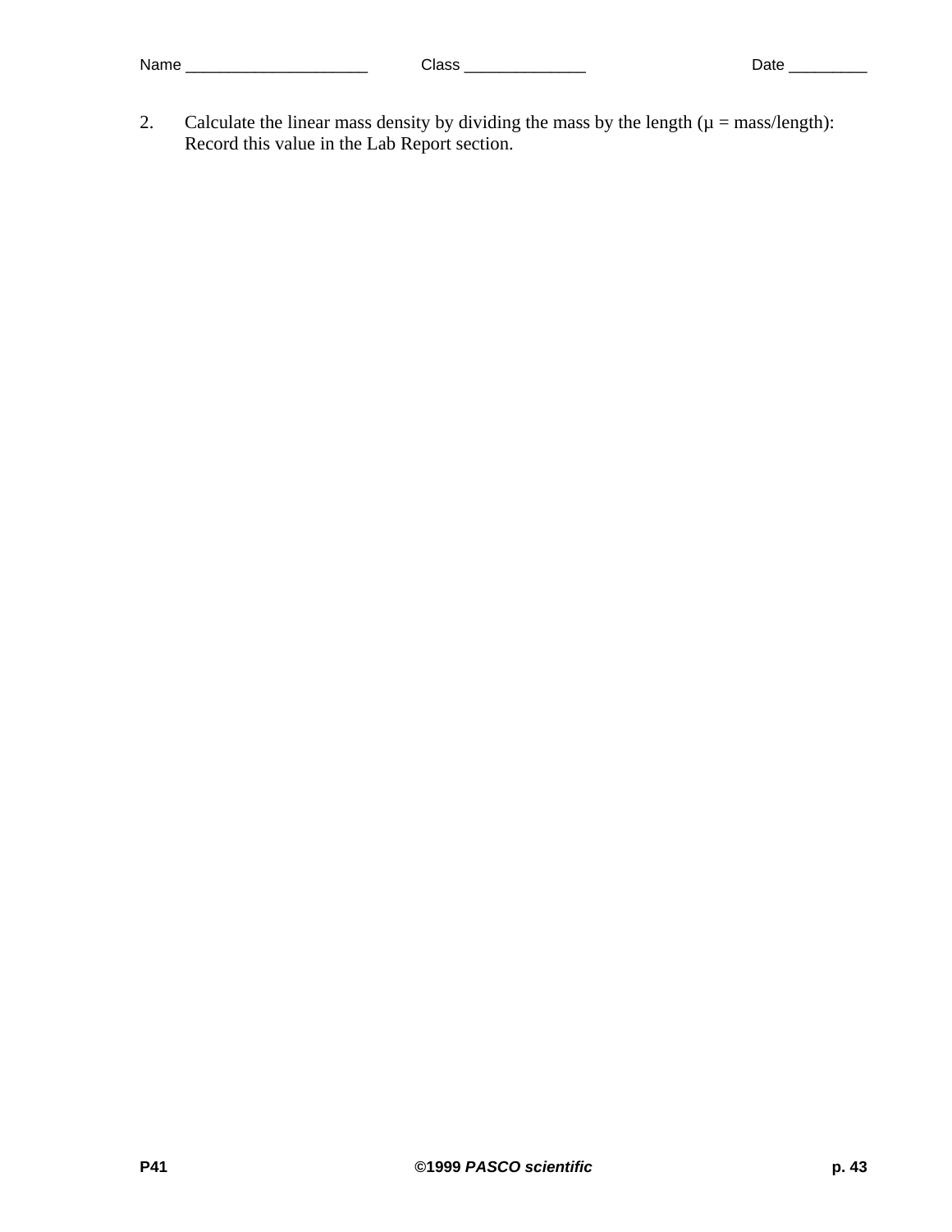Name _____________________ Class ______________ Date _________

2. Calculate the linear mass density by dividing the mass by the length ($\mu$ = mass/length): Record this value in the Lab Report section.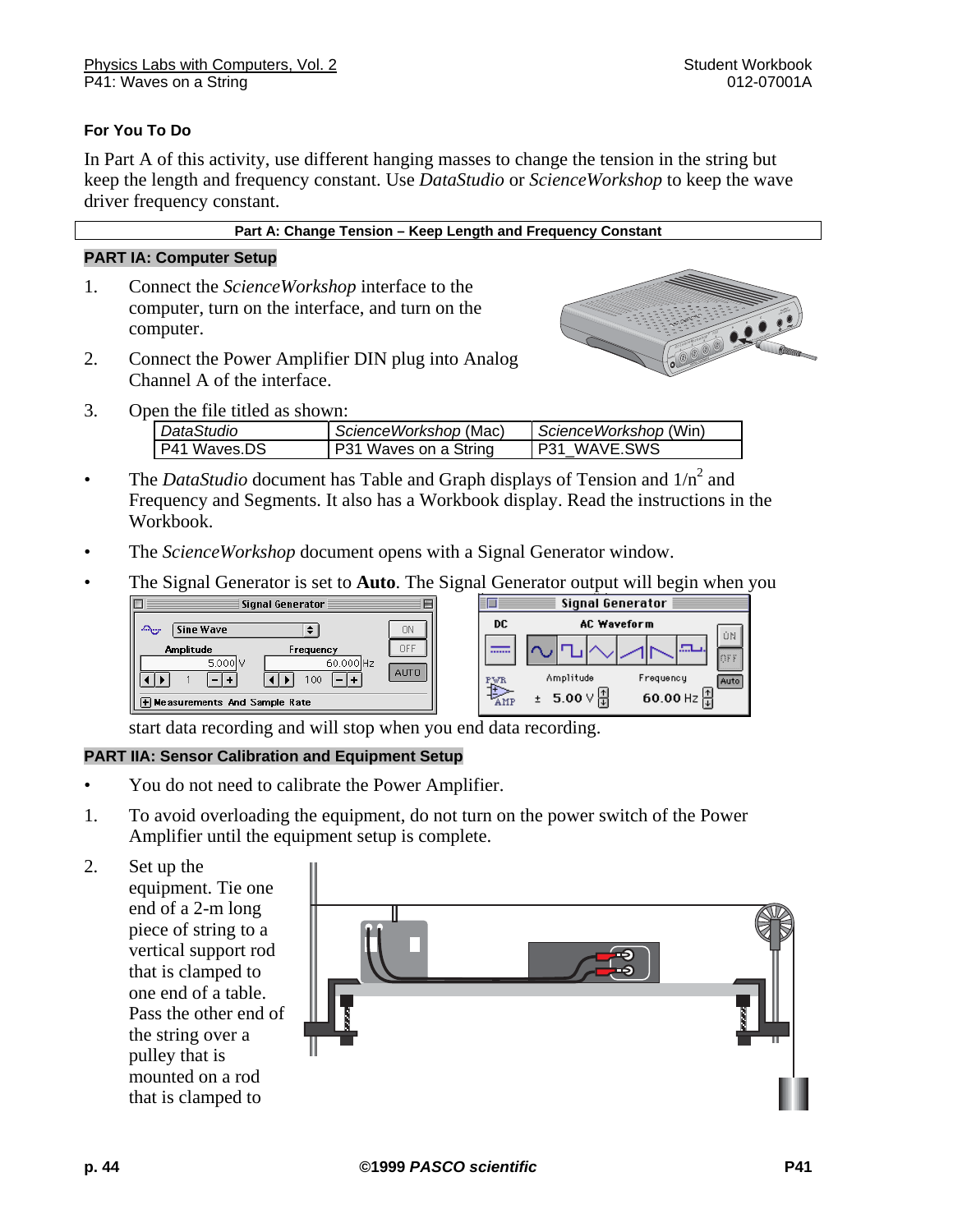### For You To Do

In Part A of this activity, use different hanging masses to change the tension in the string but keep the length and frequency constant. Use *DataStudio* or *ScienceWorkshop* to keep the wave driver frequency constant.

**Part A: Change Tension – Keep Length and Frequency Constant**

### PART IA: Computer Setup

1. Connect the *ScienceWorkshop* interface to the computer, turn on the interface, and turn on the computer.
2. Connect the Power Amplifier DIN plug into Analog Channel A of the interface.
3. Open the file titled as shown:

| *DataStudio* | *ScienceWorkshop* (Mac) | *ScienceWorkshop* (Win) |
|---|---|---|
| P41 Waves.DS | P31 Waves on a String | P31_WAVE.SWS |

- The *DataStudio* document has Table and Graph displays of Tension and $1/n^2$ and Frequency and Segments. It also has a Workbook display. Read the instructions in the Workbook.
- The *ScienceWorkshop* document opens with a Signal Generator window.
- The Signal Generator is set to **Auto**. The Signal Generator output will begin when you start data recording and will stop when you end data recording.

### PART IIA: Sensor Calibration and Equipment Setup

- You do not need to calibrate the Power Amplifier.

1. To avoid overloading the equipment, do not turn on the power switch of the Power Amplifier until the equipment setup is complete.
2. Set up the equipment. Tie one end of a 2-m long piece of string to a vertical support rod that is clamped to one end of a table. Pass the other end of the string over a pulley that is mounted on a rod that is clamped to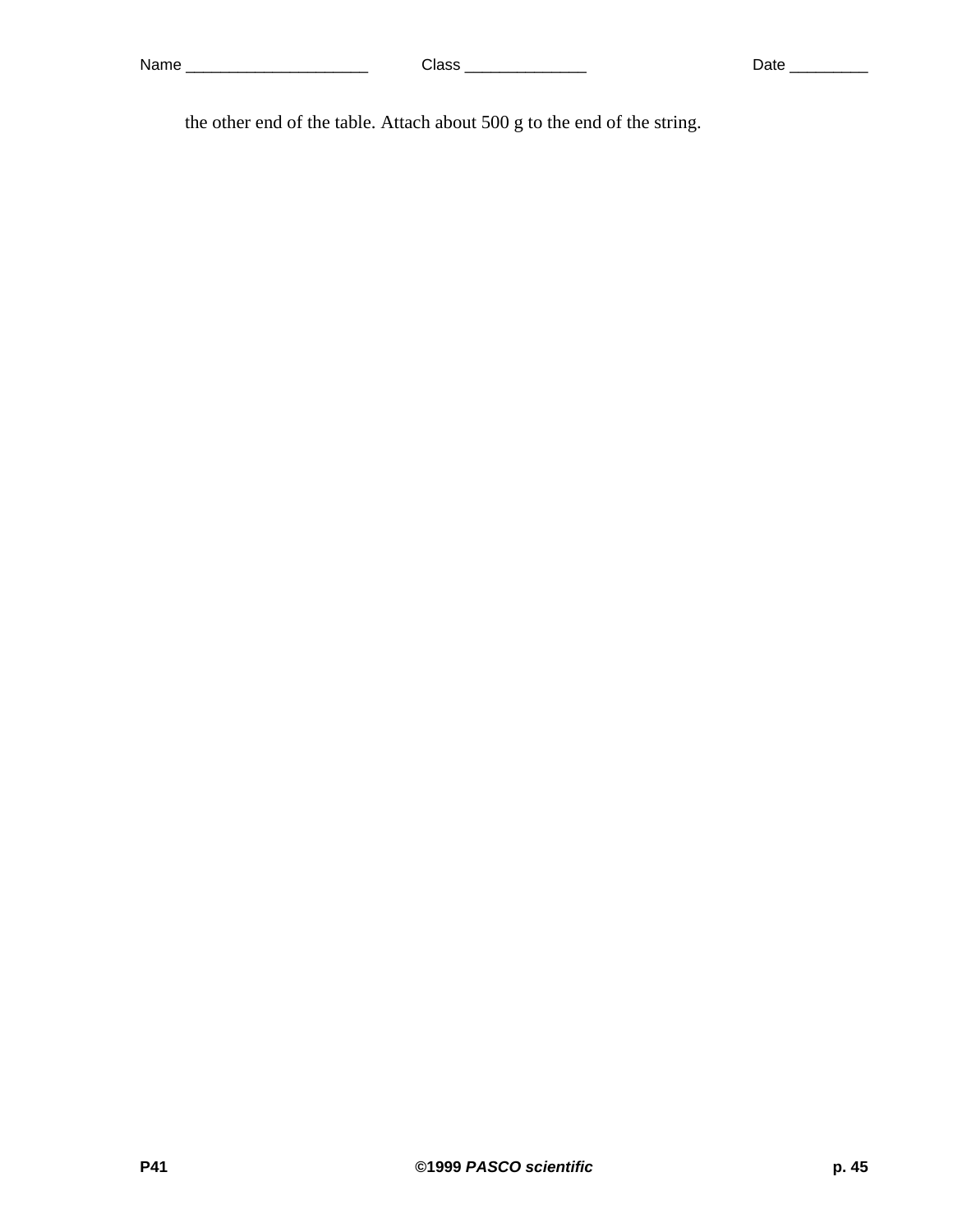the other end of the table. Attach about 500 g to the end of the string.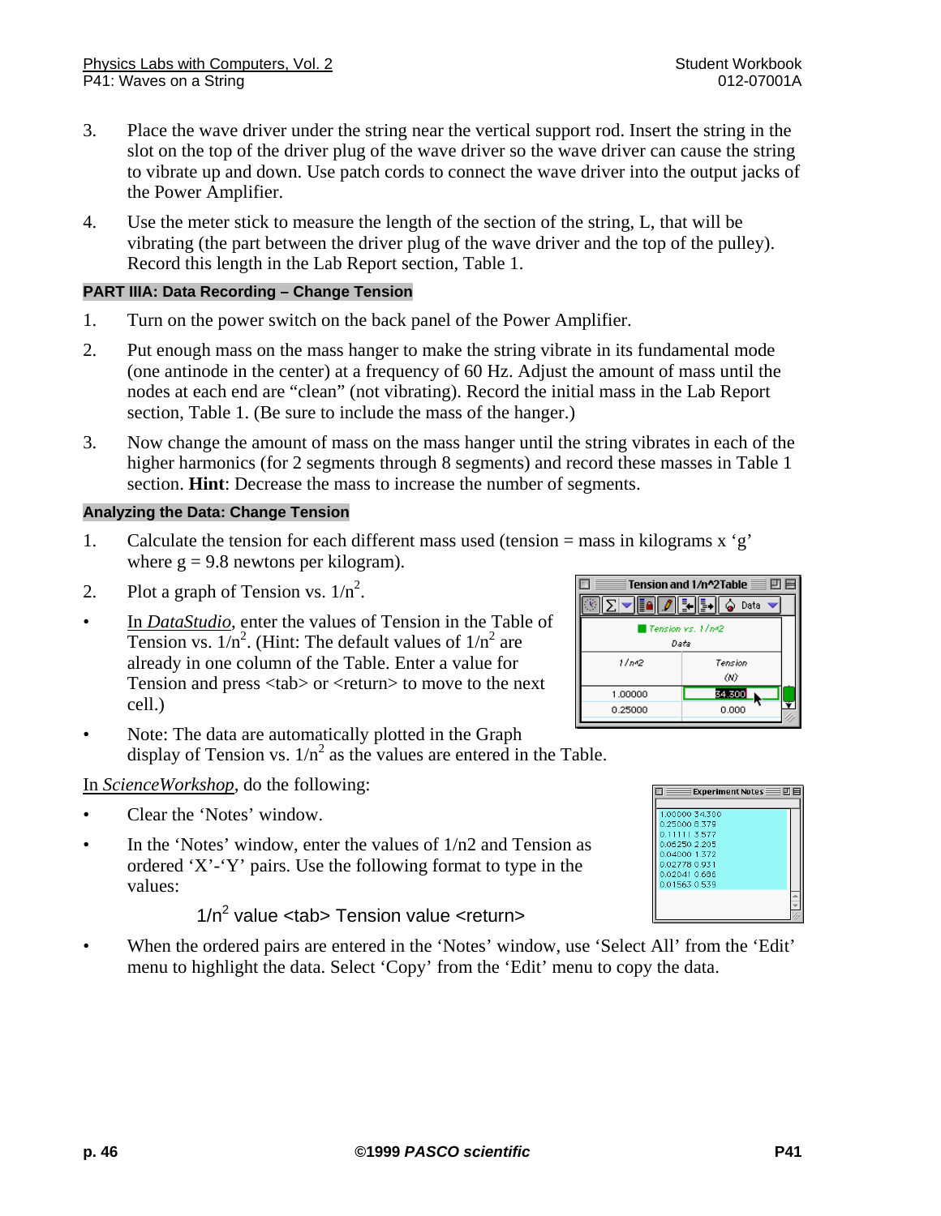3. Place the wave driver under the string near the vertical support rod. Insert the string in the slot on the top of the driver plug of the wave driver so the wave driver can cause the string to vibrate up and down. Use patch cords to connect the wave driver into the output jacks of the Power Amplifier.

4. Use the meter stick to measure the length of the section of the string, L, that will be vibrating (the part between the driver plug of the wave driver and the top of the pulley). Record this length in the Lab Report section, Table 1.

### PART IIIA: Data Recording – Change Tension

1. Turn on the power switch on the back panel of the Power Amplifier.

2. Put enough mass on the mass hanger to make the string vibrate in its fundamental mode (one antinode in the center) at a frequency of 60 Hz. Adjust the amount of mass until the nodes at each end are "clean" (not vibrating). Record the initial mass in the Lab Report section, Table 1. (Be sure to include the mass of the hanger.)

3. Now change the amount of mass on the mass hanger until the string vibrates in each of the higher harmonics (for 2 segments through 8 segments) and record these masses in Table 1 section. **Hint**: Decrease the mass to increase the number of segments.

### Analyzing the Data: Change Tension

1. Calculate the tension for each different mass used (tension = mass in kilograms x 'g' where g = 9.8 newtons per kilogram).

2. Plot a graph of Tension vs. $1/n^2$.

- In *DataStudio*, enter the values of Tension in the Table of Tension vs. $1/n^2$. (Hint: The default values of $1/n^2$ are already in one column of the Table. Enter a value for Tension and press <tab> or <return> to move to the next cell.)

| 1/n^2 | Tension (N) |
|---|---|
| 1.00000 | 34.300 |
| 0.25000 | 0.000 |

- Note: The data are automatically plotted in the Graph display of Tension vs. $1/n^2$ as the values are entered in the Table.

In *ScienceWorkshop*, do the following:

- Clear the 'Notes' window.
- In the 'Notes' window, enter the values of 1/n2 and Tension as ordered 'X'-'Y' pairs. Use the following format to type in the values:

  $1/n^2$ value <tab> Tension value <return>

```
1.00000 34.300
0.25000 8.379
0.11111 3.577
0.06250 2.205
0.04000 1.372
0.02778 0.931
0.02041 0.686
0.01563 0.539
```

- When the ordered pairs are entered in the 'Notes' window, use 'Select All' from the 'Edit' menu to highlight the data. Select 'Copy' from the 'Edit' menu to copy the data.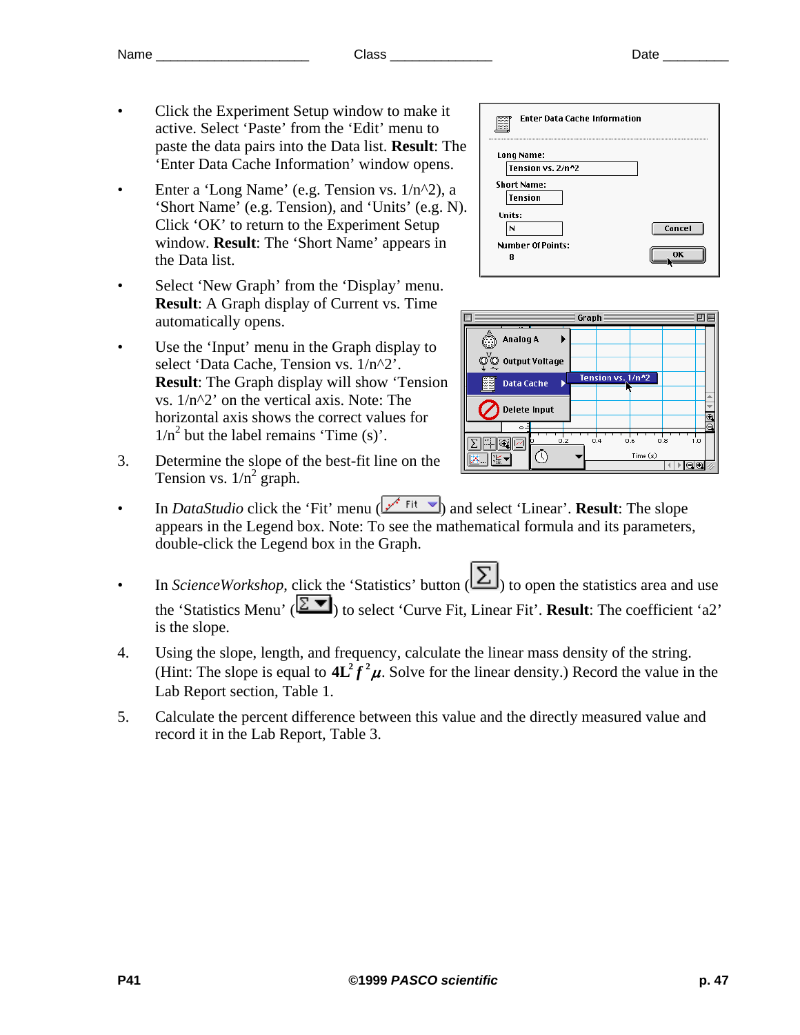- Click the Experiment Setup window to make it active. Select 'Paste' from the 'Edit' menu to paste the data pairs into the Data list. **Result**: The 'Enter Data Cache Information' window opens.
- Enter a 'Long Name' (e.g. Tension vs. 1/n^2), a 'Short Name' (e.g. Tension), and 'Units' (e.g. N). Click 'OK' to return to the Experiment Setup window. **Result**: The 'Short Name' appears in the Data list.
- Select 'New Graph' from the 'Display' menu. **Result**: A Graph display of Current vs. Time automatically opens.
- Use the 'Input' menu in the Graph display to select 'Data Cache, Tension vs. 1/n^2'. **Result**: The Graph display will show 'Tension vs. 1/n^2' on the vertical axis. Note: The horizontal axis shows the correct values for $1/n^2$ but the label remains 'Time (s)'.

3. Determine the slope of the best-fit line on the Tension vs. $1/n^2$ graph.

- In *DataStudio* click the 'Fit' menu (Fit) and select 'Linear'. **Result**: The slope appears in the Legend box. Note: To see the mathematical formula and its parameters, double-click the Legend box in the Graph.
- In *ScienceWorkshop*, click the 'Statistics' button (Σ) to open the statistics area and use the 'Statistics Menu' (Σ) to select 'Curve Fit, Linear Fit'. **Result**: The coefficient 'a2' is the slope.

4. Using the slope, length, and frequency, calculate the linear mass density of the string. (Hint: The slope is equal to $4L^2 f^2 \mu$. Solve for the linear density.) Record the value in the Lab Report section, Table 1.

5. Calculate the percent difference between this value and the directly measured value and record it in the Lab Report, Table 3.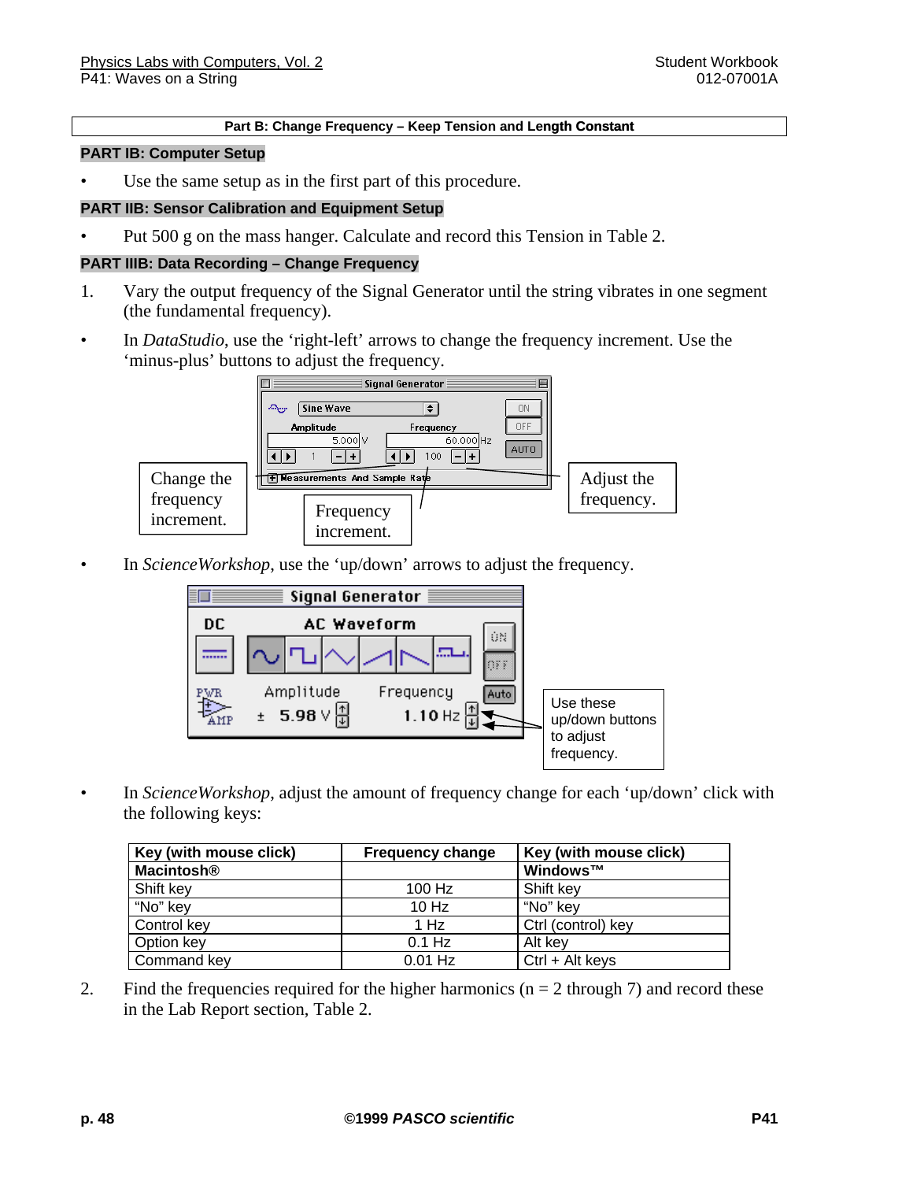**Part B: Change Frequency – Keep Tension and Length Constant**

### PART IB: Computer Setup

- Use the same setup as in the first part of this procedure.

### PART IIB: Sensor Calibration and Equipment Setup

- Put 500 g on the mass hanger. Calculate and record this Tension in Table 2.

### PART IIIB: Data Recording – Change Frequency

1. Vary the output frequency of the Signal Generator until the string vibrates in one segment (the fundamental frequency).

- In *DataStudio*, use the 'right-left' arrows to change the frequency increment. Use the 'minus-plus' buttons to adjust the frequency.

Change the frequency increment.

Frequency increment.

Adjust the frequency.

- In *ScienceWorkshop*, use the 'up/down' arrows to adjust the frequency.

Use these up/down buttons to adjust frequency.

- In *ScienceWorkshop*, adjust the amount of frequency change for each 'up/down' click with the following keys:

| Key (with mouse click) | Frequency change | Key (with mouse click) |
|---|---|---|
| **Macintosh®** | | **Windows™** |
| Shift key | 100 Hz | Shift key |
| "No" key | 10 Hz | "No" key |
| Control key | 1 Hz | Ctrl (control) key |
| Option key | 0.1 Hz | Alt key |
| Command key | 0.01 Hz | Ctrl + Alt keys |

2. Find the frequencies required for the higher harmonics (n = 2 through 7) and record these in the Lab Report section, Table 2.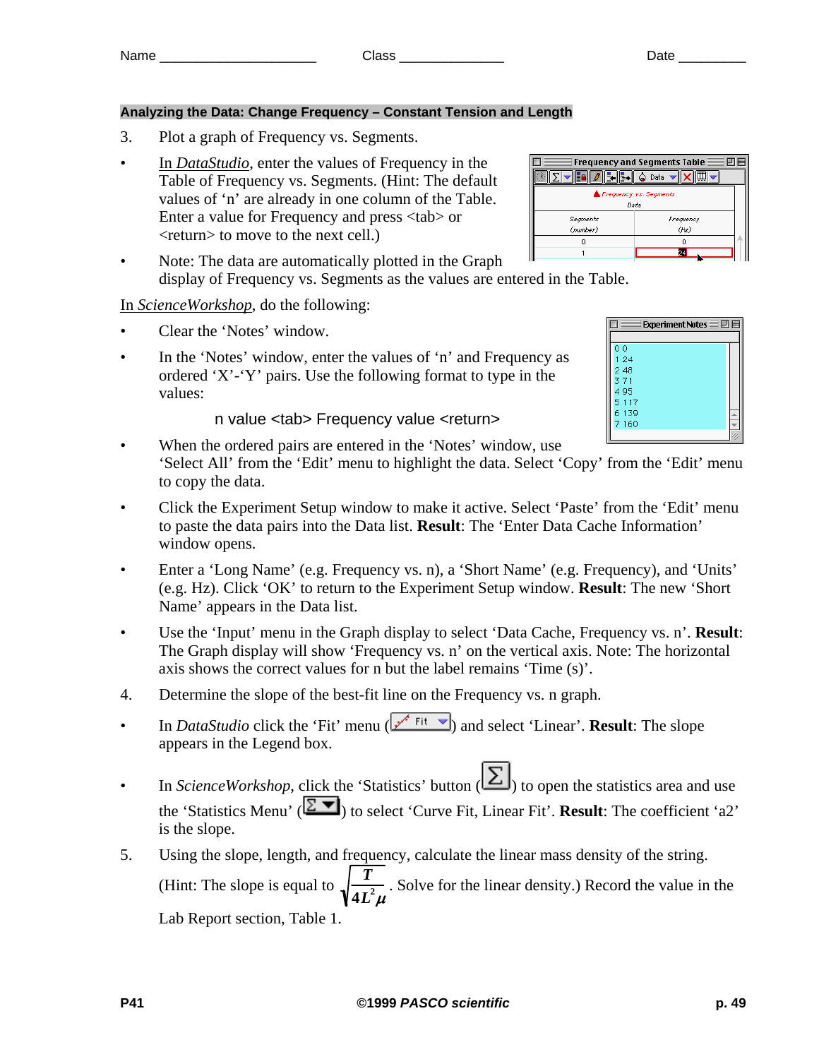Name _____________________ Class ______________ Date _________

## Analyzing the Data: Change Frequency – Constant Tension and Length

3. Plot a graph of Frequency vs. Segments.

- In *DataStudio*, enter the values of Frequency in the Table of Frequency vs. Segments. (Hint: The default values of 'n' are already in one column of the Table. Enter a value for Frequency and press <tab> or <return> to move to the next cell.)
- Note: The data are automatically plotted in the Graph display of Frequency vs. Segments as the values are entered in the Table.

In *ScienceWorkshop*, do the following:

- Clear the 'Notes' window.
- In the 'Notes' window, enter the values of 'n' and Frequency as ordered 'X'-'Y' pairs. Use the following format to type in the values:

  n value <tab> Frequency value <return>

- When the ordered pairs are entered in the 'Notes' window, use 'Select All' from the 'Edit' menu to highlight the data. Select 'Copy' from the 'Edit' menu to copy the data.
- Click the Experiment Setup window to make it active. Select 'Paste' from the 'Edit' menu to paste the data pairs into the Data list. **Result**: The 'Enter Data Cache Information' window opens.
- Enter a 'Long Name' (e.g. Frequency vs. n), a 'Short Name' (e.g. Frequency), and 'Units' (e.g. Hz). Click 'OK' to return to the Experiment Setup window. **Result**: The new 'Short Name' appears in the Data list.
- Use the 'Input' menu in the Graph display to select 'Data Cache, Frequency vs. n'. **Result**: The Graph display will show 'Frequency vs. n' on the vertical axis. Note: The horizontal axis shows the correct values for n but the label remains 'Time (s)'.

4. Determine the slope of the best-fit line on the Frequency vs. n graph.

- In *DataStudio* click the 'Fit' menu (Fit) and select 'Linear'. **Result**: The slope appears in the Legend box.
- In *ScienceWorkshop*, click the 'Statistics' button (Σ) to open the statistics area and use the 'Statistics Menu' (Σ) to select 'Curve Fit, Linear Fit'. **Result**: The coefficient 'a2' is the slope.

5. Using the slope, length, and frequency, calculate the linear mass density of the string. (Hint: The slope is equal to $\sqrt{\frac{T}{4L^2\mu}}$. Solve for the linear density.) Record the value in the Lab Report section, Table 1.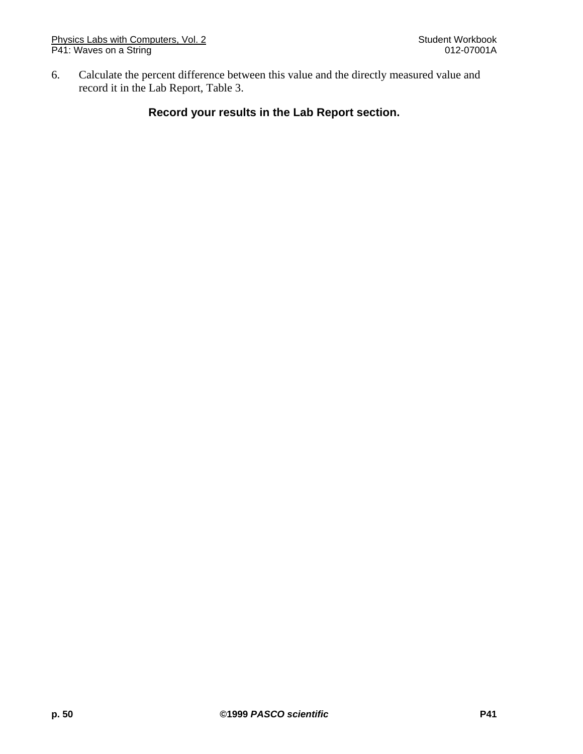6. Calculate the percent difference between this value and the directly measured value and record it in the Lab Report, Table 3.

**Record your results in the Lab Report section.**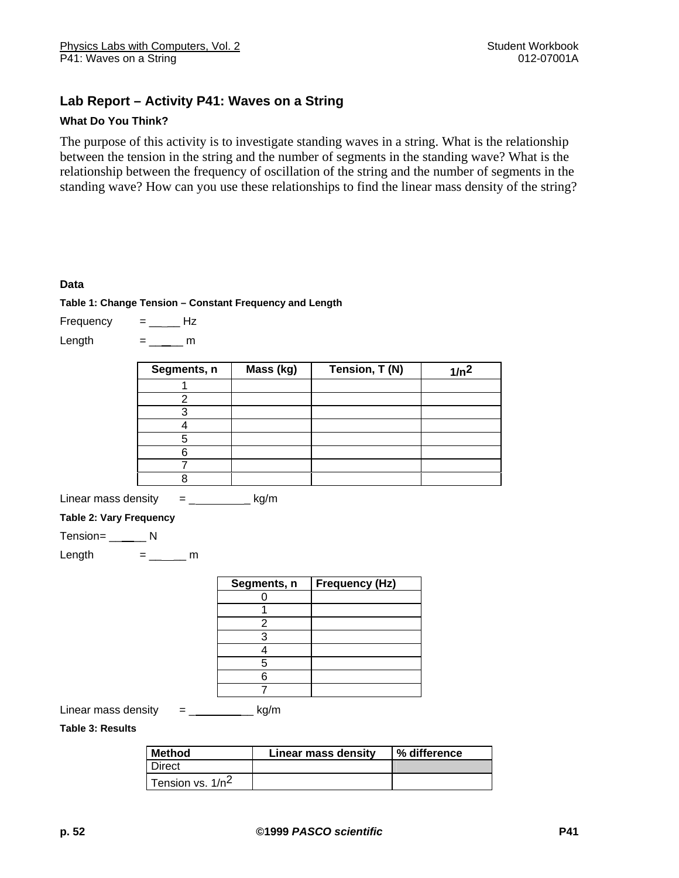## Lab Report – Activity P41: Waves on a String

### What Do You Think?

The purpose of this activity is to investigate standing waves in a string. What is the relationship between the tension in the string and the number of segments in the standing wave? What is the relationship between the frequency of oscillation of the string and the number of segments in the standing wave? How can you use these relationships to find the linear mass density of the string?

### Data

**Table 1: Change Tension – Constant Frequency and Length**

Frequency = _____ Hz

Length = _____ m

| Segments, n | Mass (kg) | Tension, T (N) | $1/n^2$ |
|---|---|---|---|
| 1 | | | |
| 2 | | | |
| 3 | | | |
| 4 | | | |
| 5 | | | |
| 6 | | | |
| 7 | | | |
| 8 | | | |

Linear mass density = __________ kg/m

**Table 2: Vary Frequency**

Tension= _____ N

Length = ______ m

| Segments, n | Frequency (Hz) |
|---|---|
| 0 | |
| 1 | |
| 2 | |
| 3 | |
| 4 | |
| 5 | |
| 6 | |
| 7 | |

Linear mass density = ___________ kg/m

**Table 3: Results**

| Method | Linear mass density | % difference |
|---|---|---|
| Direct | | |
| Tension vs. $1/n^2$ | | |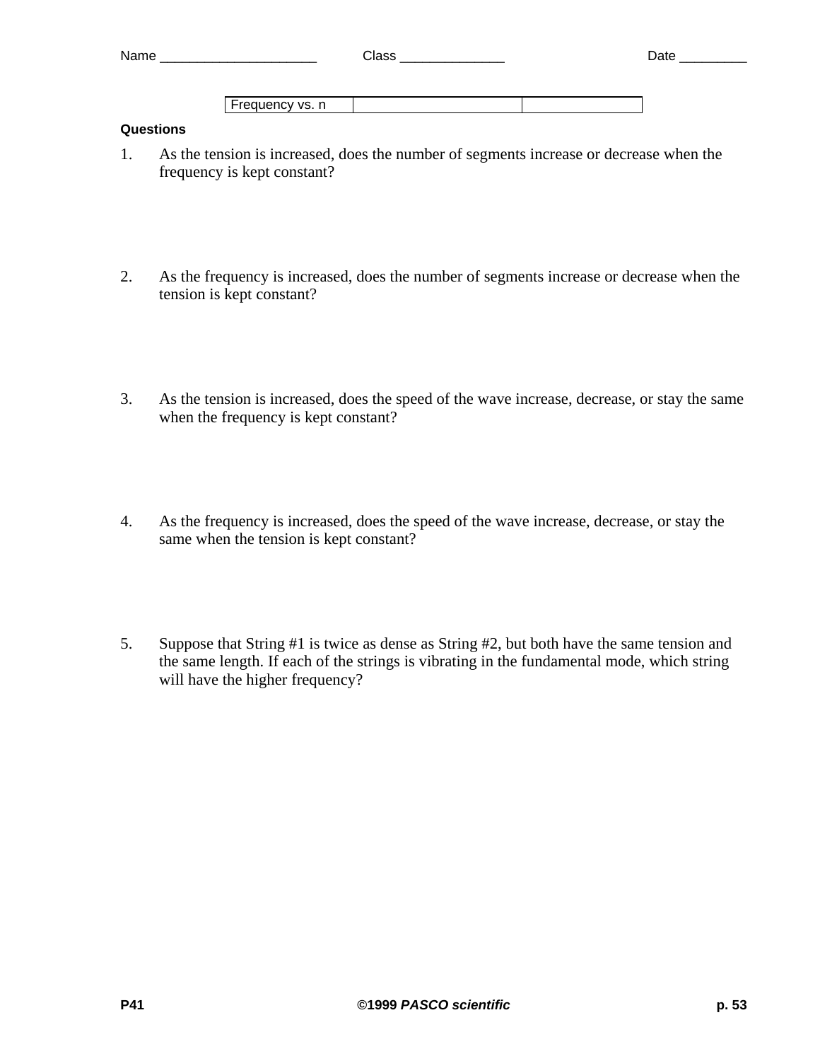Name ____________________ Class ______________ Date _________

| | | |
|---|---|---|
| Frequency vs. n | | |

**Questions**

1. As the tension is increased, does the number of segments increase or decrease when the frequency is kept constant?

2. As the frequency is increased, does the number of segments increase or decrease when the tension is kept constant?

3. As the tension is increased, does the speed of the wave increase, decrease, or stay the same when the frequency is kept constant?

4. As the frequency is increased, does the speed of the wave increase, decrease, or stay the same when the tension is kept constant?

5. Suppose that String #1 is twice as dense as String #2, but both have the same tension and the same length. If each of the strings is vibrating in the fundamental mode, which string will have the higher frequency?